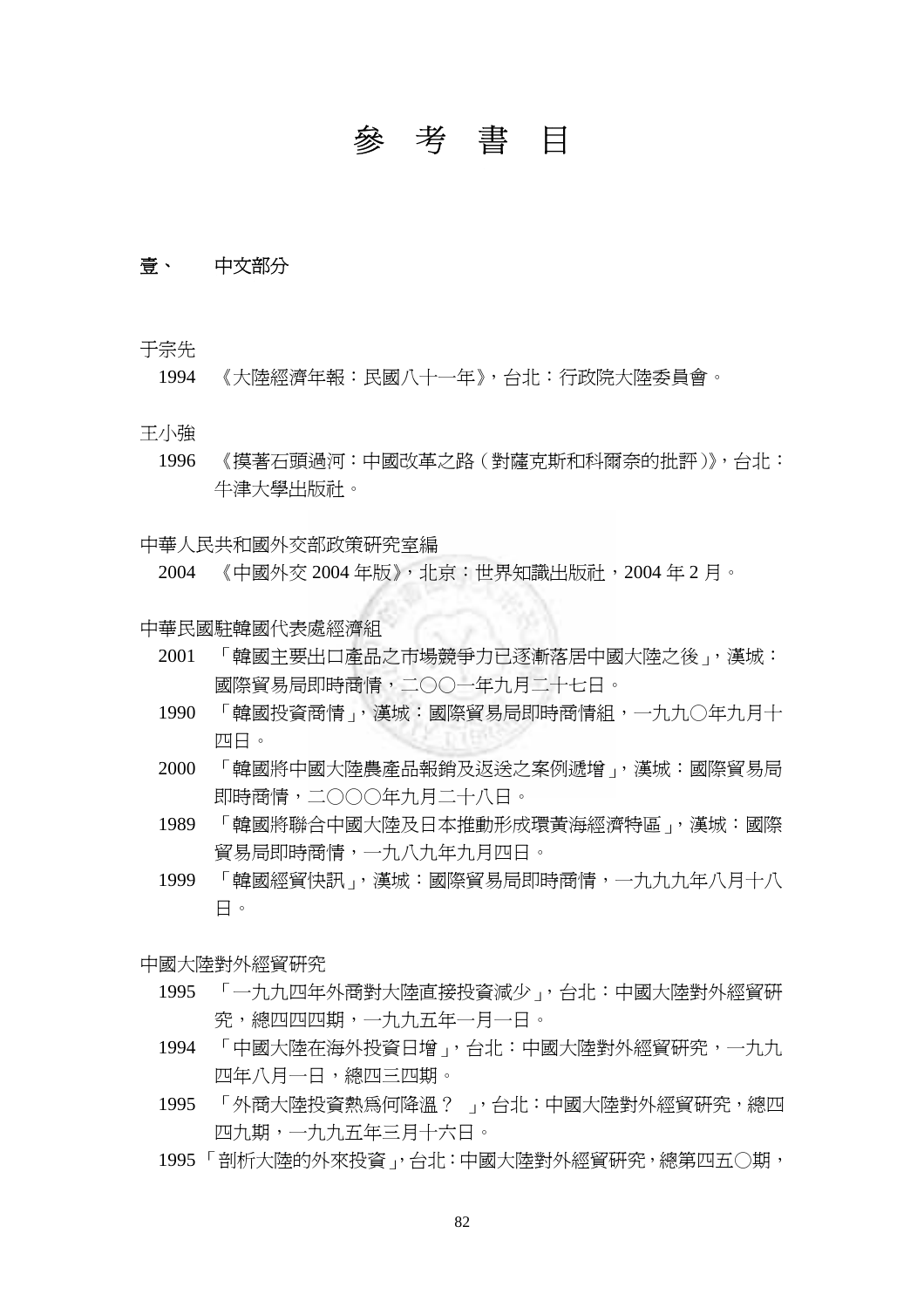# 參 考 書 目

## 壹、 中文部分

于宗先

1994 《大陸經濟年報：民國八十一年》，台北：行政院大陸委員會。

王小強

1996 《摸著石頭過河：中國改革之路（對薩克斯和科爾奈的批評）》，台北：牛津大學出版社。

中華人民共和國外交部政策研究室編

2004 《中國外交 2004 年版》，北京：世界知識出版社，2004 年 2 月。

中華民國駐韓國代表處經濟組

2001 「韓國主要出口產品之市場競爭力已逐漸落居中國大陸之後」，漢城：國際貿易局即時商情，二○○一年九月二十七日。

1990 「韓國投資商情」，漢城：國際貿易局即時商情組，一九九○年九月十四日。

2000 「韓國將中國大陸農產品報銷及返送之案例遞增」，漢城：國際貿易局即時商情，二○○○年九月二十八日。

1989 「韓國將聯合中國大陸及日本推動形成環黃海經濟特區」，漢城：國際貿易局即時商情，一九八九年九月四日。

1999 「韓國經貿快訊」，漢城：國際貿易局即時商情，一九九九年八月十八日。

中國大陸對外經貿研究

1995 「一九九四年外商對大陸直接投資減少」，台北：中國大陸對外經貿研究，總四四四期，一九九五年一月一日。

1994 「中國大陸在海外投資日增」，台北：中國大陸對外經貿研究，一九九四年八月一日，總四三四期。

1995 「外商大陸投資熱爲何降溫？ 」，台北：中國大陸對外經貿研究，總四四九期，一九九五年三月十六日。

1995 「剖析大陸的外來投資」，台北：中國大陸對外經貿研究，總第四五○期，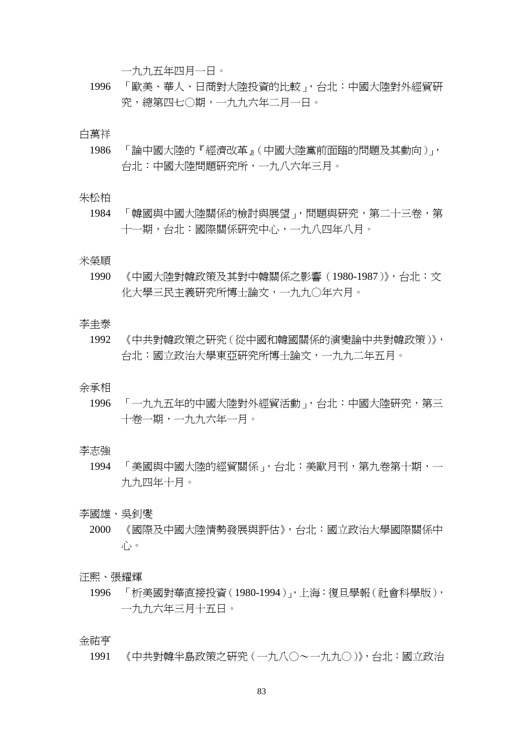一九九五年四月一日。

1996　「歐美、華人、日商對大陸投資的比較」，台北：中國大陸對外經貿研究，總第四七〇期，一九九六年二月一日。

白萬祥

1986　「論中國大陸的『經濟改革』(中國大陸黨前面臨的問題及其動向)」，台北：中國大陸問題研究所，一九八六年三月。

朱松柏

1984　「韓國與中國大陸關係的檢討與展望」，問題與研究，第二十三卷，第十一期，台北：國際關係研究中心，一九八四年八月。

米榮順

1990　《中國大陸對韓政策及其對中韓關係之影響（1980-1987）》，台北：文化大學三民主義研究所博士論文，一九九〇年六月。

李圭泰

1992　《中共對韓政策之研究(從中國和韓國關係的演變論中共對韓政策)》，台北：國立政治大學東亞研究所博士論文，一九九二年五月。

余承相

1996　「一九九五年的中國大陸對外經貿活動」，台北：中國大陸研究，第三十卷一期，一九九六年一月。

李志強

1994　「美國與中國大陸的經貿關係」，台北：美歐月刊，第九卷第十期，一九九四年十月。

李國雄、吳釗燮

2000　《國際及中國大陸情勢發展與評估》，台北：國立政治大學國際關係中心。

汪熙、張耀輝

1996　「析美國對華直接投資(1980-1994)」，上海：復旦學報(社會科學版)，一九九六年三月十五日。

金祐亨

1991　《中共對韓半島政策之研究(一九八〇～一九九〇)》，台北：國立政治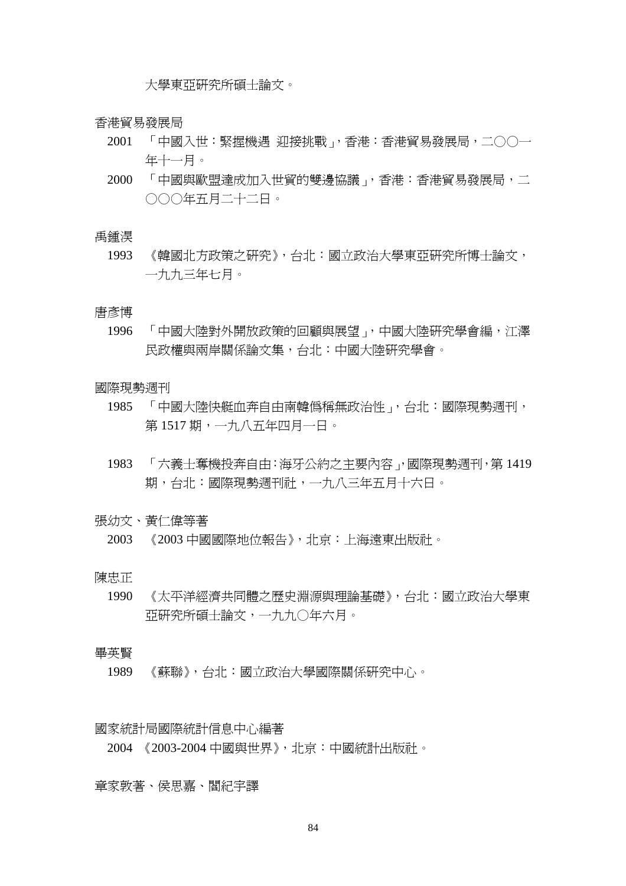大學東亞研究所碩士論文。

香港貿易發展局

2001　「中國入世：緊握機遇 迎接挑戰」，香港：香港貿易發展局，二〇〇一年十一月。

2000　「中國與歐盟達成加入世貿的雙邊協議」，香港：香港貿易發展局，二〇〇〇年五月二十二日。

禹鍾淏

1993　《韓國北方政策之研究》，台北：國立政治大學東亞研究所博士論文，一九九三年七月。

唐彥博

1996　「中國大陸對外開放政策的回顧與展望」，中國大陸研究學會編，江澤民政權與兩岸關係論文集，台北：中國大陸研究學會。

國際現勢週刊

1985　「中國大陸快艇血奔自由南韓僞稱無政治性」，台北：國際現勢週刊，第 1517 期，一九八五年四月一日。

1983　「六義士奪機投奔自由：海牙公約之主要內容」，國際現勢週刊，第 1419 期，台北：國際現勢週刊社，一九八三年五月十六日。

張幼文、黃仁偉等著

2003　《2003 中國國際地位報告》，北京：上海遠東出版社。

陳忠正

1990　《太平洋經濟共同體之歷史淵源與理論基礎》，台北：國立政治大學東亞研究所碩士論文，一九九〇年六月。

畢英賢

1989　《蘇聯》，台北：國立政治大學國際關係研究中心。

國家統計局國際統計信息中心編著

2004　《2003-2004 中國與世界》，北京：中國統計出版社。

章家敦著、侯思嘉、閻紀宇譯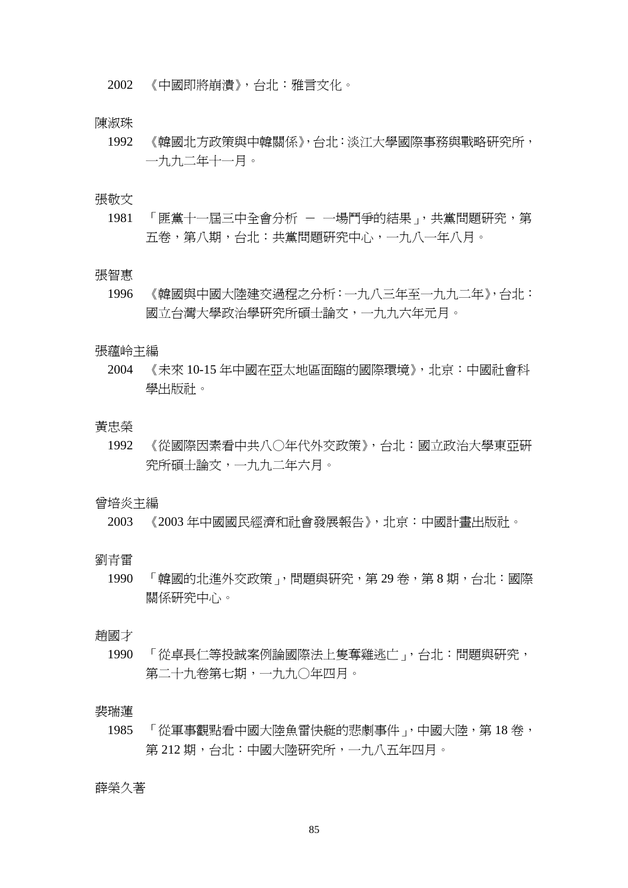2002　《中國即將崩潰》，台北：雅言文化。

陳淑珠

1992　《韓國北方政策與中韓關係》，台北：淡江大學國際事務與戰略研究所，一九九二年十一月。

張敬文

1981　「匪黨十一屆三中全會分析　－　一場鬥爭的結果」，共黨問題研究，第五卷，第八期，台北：共黨問題研究中心，一九八一年八月。

張智惠

1996　《韓國與中國大陸建交過程之分析：一九八三年至一九九二年》，台北：國立台灣大學政治學研究所碩士論文，一九九六年元月。

張蘊岭主編

2004　《未來 10-15 年中國在亞太地區面臨的國際環境》，北京：中國社會科學出版社。

黃忠榮

1992　《從國際因素看中共八〇年代外交政策》，台北：國立政治大學東亞研究所碩士論文，一九九二年六月。

曾培炎主編

2003　《2003 年中國國民經濟和社會發展報告》，北京：中國計畫出版社。

劉青雷

1990　「韓國的北進外交政策」，問題與研究，第 29 卷，第 8 期，台北：國際關係研究中心。

趙國才

1990　「從卓長仁等投誠案例論國際法上隻奪雞逃亡」，台北：問題與研究，第二十九卷第七期，一九九〇年四月。

裴瑞蓮

1985　「從軍事觀點看中國大陸魚雷快艇的悲劇事件」，中國大陸，第 18 卷，第 212 期，台北：中國大陸研究所，一九八五年四月。

薛榮久著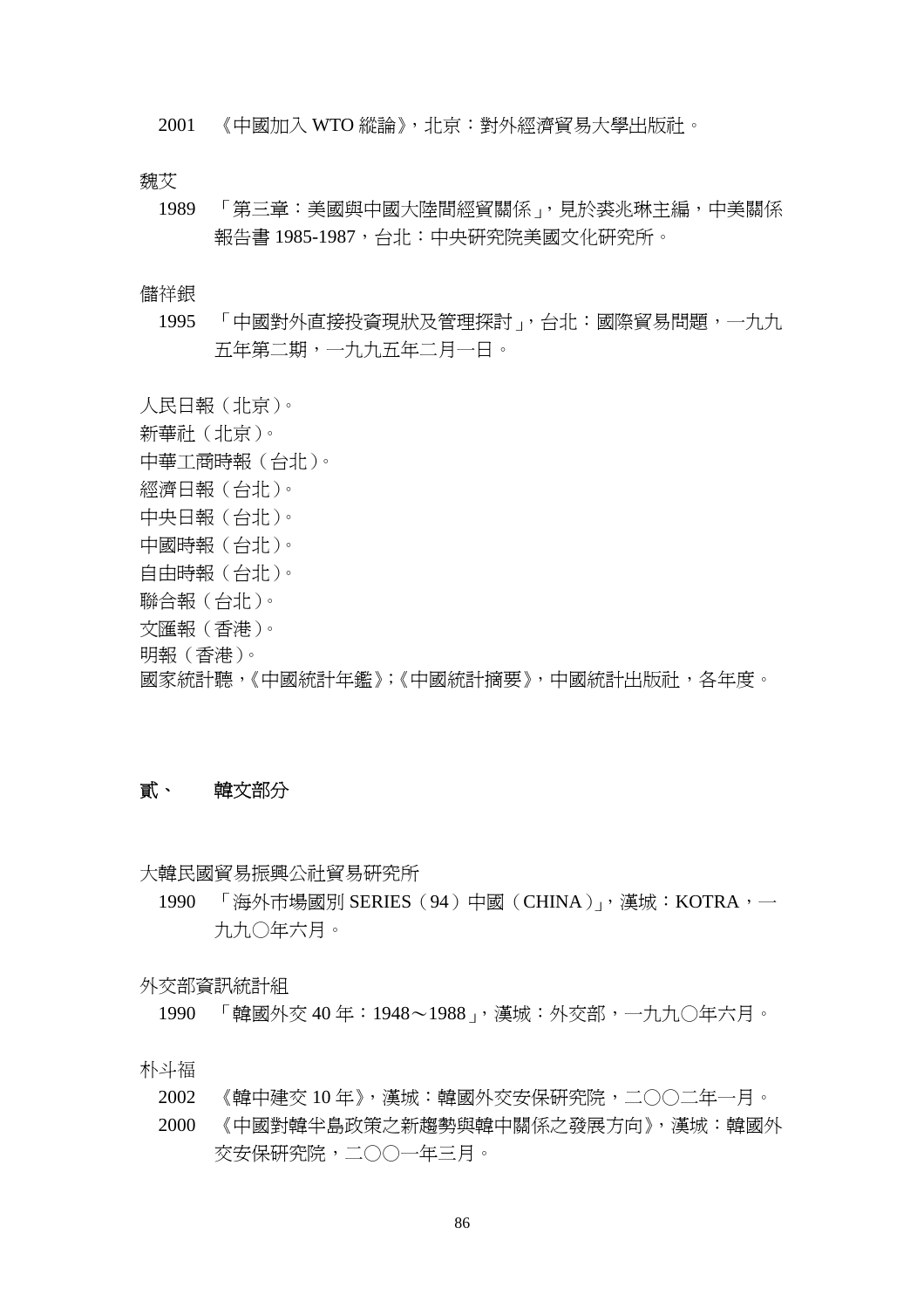2001 《中國加入 WTO 縱論》，北京：對外經濟貿易大學出版社。

魏艾

1989 「第三章：美國與中國大陸間經貿關係」，見於裘兆琳主編，中美關係報告書 1985-1987，台北：中央研究院美國文化研究所。

儲祥銀

1995 「中國對外直接投資現狀及管理探討」，台北：國際貿易問題，一九九五年第二期，一九九五年二月一日。

人民日報（北京）。

新華社（北京）。

中華工商時報（台北）。

經濟日報（台北）。

中央日報（台北）。

中國時報（台北）。

自由時報（台北）。

聯合報（台北）。

文匯報（香港）。

明報（香港）。

國家統計聽，《中國統計年鑑》；《中國統計摘要》，中國統計出版社，各年度。

## 貳、 韓文部分

大韓民國貿易振興公社貿易研究所

1990 「海外市場國別 SERIES（94）中國（CHINA）」，漢城：KOTRA，一九九〇年六月。

外交部資訊統計組

1990 「韓國外交 40 年：1948～1988」，漢城：外交部，一九九〇年六月。

朴斗福

2002 《韓中建交 10 年》，漢城：韓國外交安保研究院，二〇〇二年一月。

2000 《中國對韓半島政策之新趨勢與韓中關係之發展方向》，漢城：韓國外交安保研究院，二〇〇一年三月。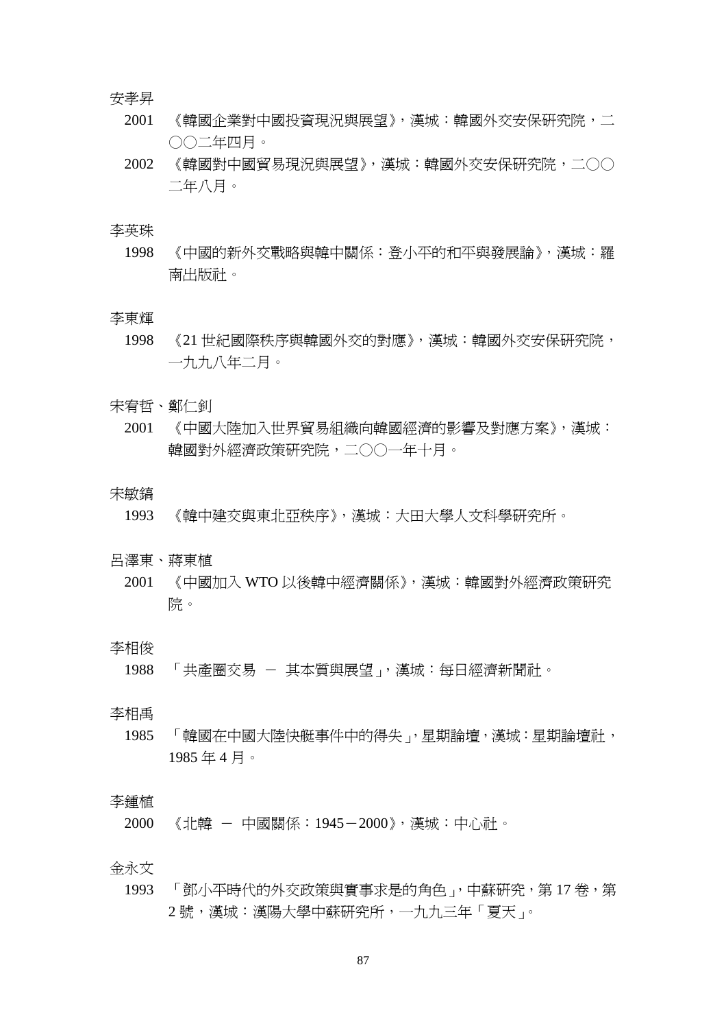安孝昇

2001　《韓國企業對中國投資現況與展望》，漢城：韓國外交安保研究院，二〇〇二年四月。

2002　《韓國對中國貿易現況與展望》，漢城：韓國外交安保研究院，二〇〇二年八月。

李英珠

1998　《中國的新外交戰略與韓中關係：登小平的和平與發展論》，漢城：羅南出版社。

李東輝

1998　《21 世紀國際秩序與韓國外交的對應》，漢城：韓國外交安保研究院，一九九八年二月。

宋宥哲、鄭仁釗

2001　《中國大陸加入世界貿易組織向韓國經濟的影響及對應方案》，漢城：韓國對外經濟政策研究院，二〇〇一年十月。

宋敏鎬

1993　《韓中建交與東北亞秩序》，漢城：大田大學人文科學研究所。

呂澤東、蔣東植

2001　《中國加入 WTO 以後韓中經濟關係》，漢城：韓國對外經濟政策研究院。

李相俊

1988　「共產圈交易 － 其本質與展望」，漢城：每日經濟新聞社。

李相禹

1985　「韓國在中國大陸快艇事件中的得失」，星期論壇，漢城：星期論壇社，1985 年 4 月。

李鍾植

2000　《北韓 － 中國關係：1945－2000》，漢城：中心社。

金永文

1993　「鄧小平時代的外交政策與實事求是的角色」，中蘇研究，第 17 卷，第 2 號，漢城：漢陽大學中蘇研究所，一九九三年「夏天」。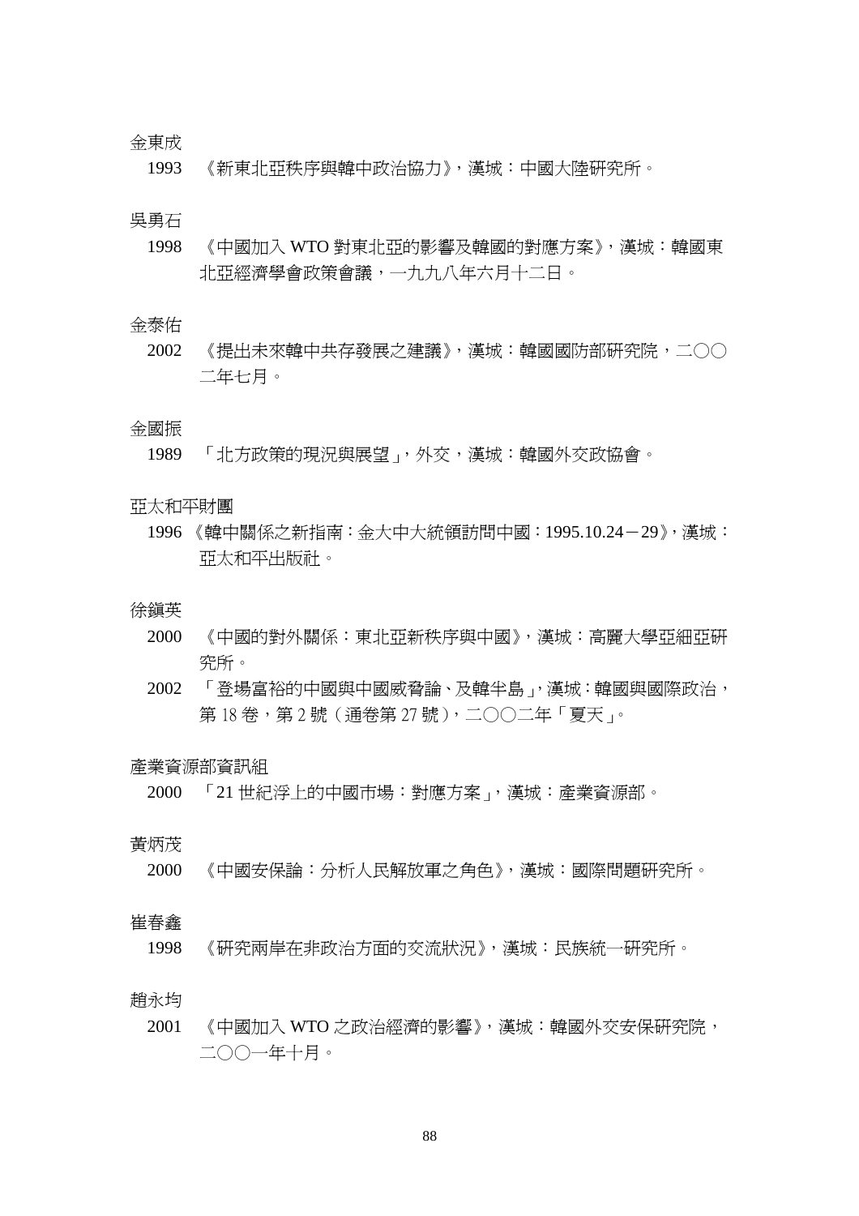金東成

1993　《新東北亞秩序與韓中政治協力》，漢城：中國大陸研究所。

吳勇石

1998　《中國加入 WTO 對東北亞的影響及韓國的對應方案》，漢城：韓國東北亞經濟學會政策會議，一九九八年六月十二日。

金泰佑

2002　《提出未來韓中共存發展之建議》，漢城：韓國國防部研究院，二○○二年七月。

金國振

1989　「北方政策的現況與展望」，外交，漢城：韓國外交政協會。

亞太和平財團

1996　《韓中關係之新指南：金大中大統領訪問中國：1995.10.24－29》，漢城：亞太和平出版社。

徐鎮英

2000　《中國的對外關係：東北亞新秩序與中國》，漢城：高麗大學亞細亞研究所。

2002　「登場富裕的中國與中國威脅論、及韓半島」，漢城：韓國與國際政治，第 18 卷，第 2 號（通卷第 27 號），二○○二年「夏天」。

產業資源部資訊組

2000　「21 世紀浮上的中國市場：對應方案」，漢城：產業資源部。

黃炳茂

2000　《中國安保論：分析人民解放軍之角色》，漢城：國際問題研究所。

崔春鑫

1998　《研究兩岸在非政治方面的交流狀況》，漢城：民族統一研究所。

趙永均

2001　《中國加入 WTO 之政治經濟的影響》，漢城：韓國外交安保研究院，二○○一年十月。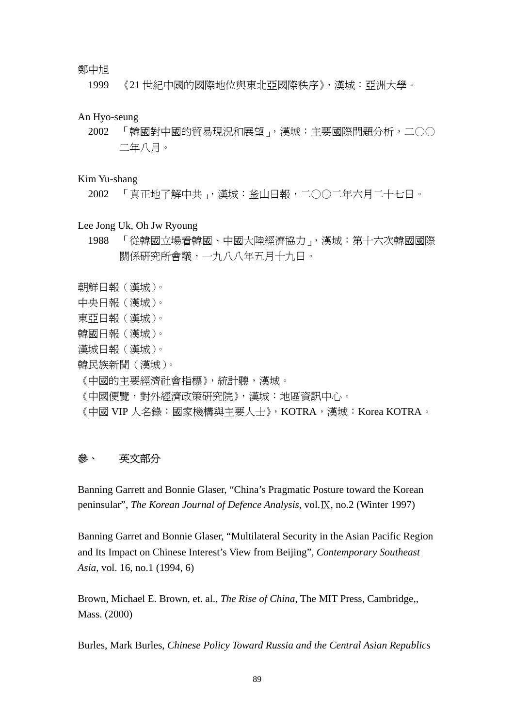鄭中旭

1999　《21 世紀中國的國際地位與東北亞國際秩序》，漢城：亞洲大學。

An Hyo-seung

2002　「韓國對中國的貿易現況和展望」，漢城：主要國際問題分析，二○○二年八月。

Kim Yu-shang

2002　「真正地了解中共」，漢城：釜山日報，二○○二年六月二十七日。

Lee Jong Uk, Oh Jw Ryoung

1988　「從韓國立場看韓國、中國大陸經濟協力」，漢城：第十六次韓國國際關係研究所會議，一九八八年五月十九日。

朝鮮日報（漢城）。

中央日報（漢城）。

東亞日報（漢城）。

韓國日報（漢城）。

漢城日報（漢城）。

韓民族新聞（漢城）。

《中國的主要經濟社會指標》，統計聽，漢城。

《中國便覽，對外經濟政策研究院》，漢城：地區資訊中心。

《中國 VIP 人名錄：國家機構與主要人士》，KOTRA，漢城：Korea KOTRA。

## 參、　英文部分

Banning Garrett and Bonnie Glaser, "China's Pragmatic Posture toward the Korean peninsular", *The Korean Journal of Defence Analysis*, vol.Ⅸ, no.2 (Winter 1997)

Banning Garret and Bonnie Glaser, "Multilateral Security in the Asian Pacific Region and Its Impact on Chinese Interest's View from Beijing", *Contemporary Southeast Asia*, vol. 16, no.1 (1994, 6)

Brown, Michael E. Brown, et. al., *The Rise of China*, The MIT Press, Cambridge,, Mass. (2000)

Burles, Mark Burles, *Chinese Policy Toward Russia and the Central Asian Republics*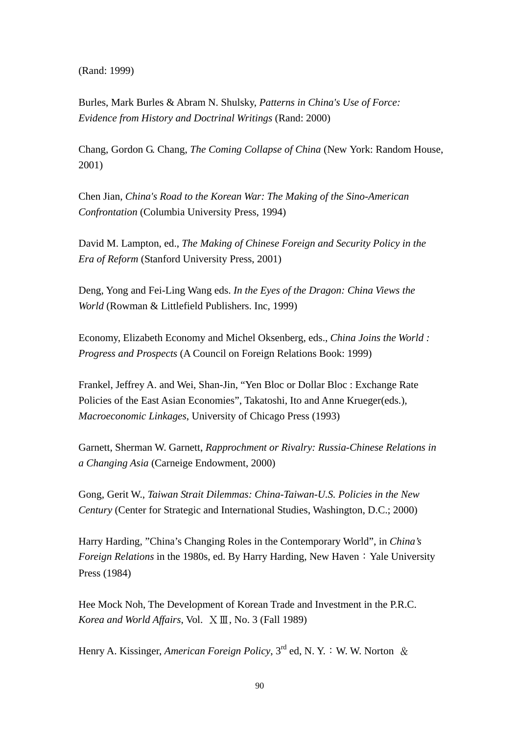(Rand: 1999)

Burles, Mark Burles & Abram N. Shulsky, *Patterns in China's Use of Force: Evidence from History and Doctrinal Writings* (Rand: 2000)

Chang, Gordon G. Chang, *The Coming Collapse of China* (New York: Random House, 2001)

Chen Jian, *China's Road to the Korean War: The Making of the Sino-American Confrontation* (Columbia University Press, 1994)

David M. Lampton, ed., *The Making of Chinese Foreign and Security Policy in the Era of Reform* (Stanford University Press, 2001)

Deng, Yong and Fei-Ling Wang eds. *In the Eyes of the Dragon: China Views the World* (Rowman & Littlefield Publishers. Inc, 1999)

Economy, Elizabeth Economy and Michel Oksenberg, eds., *China Joins the World : Progress and Prospects* (A Council on Foreign Relations Book: 1999)

Frankel, Jeffrey A. and Wei, Shan-Jin, "Yen Bloc or Dollar Bloc : Exchange Rate Policies of the East Asian Economies", Takatoshi, Ito and Anne Krueger(eds.), *Macroeconomic Linkages*, University of Chicago Press (1993)

Garnett, Sherman W. Garnett, *Rapprochment or Rivalry: Russia-Chinese Relations in a Changing Asia* (Carneige Endowment, 2000)

Gong, Gerit W., *Taiwan Strait Dilemmas: China-Taiwan-U.S. Policies in the New Century* (Center for Strategic and International Studies, Washington, D.C.; 2000)

Harry Harding, "China's Changing Roles in the Contemporary World", in *China's Foreign Relations* in the 1980s, ed. By Harry Harding, New Haven：Yale University Press (1984)

Hee Mock Noh, The Development of Korean Trade and Investment in the P.R.C. *Korea and World Affairs*, Vol. ⅩⅢ, No. 3 (Fall 1989)

Henry A. Kissinger, *American Foreign Policy*, 3rd ed, N. Y.：W. W. Norton ＆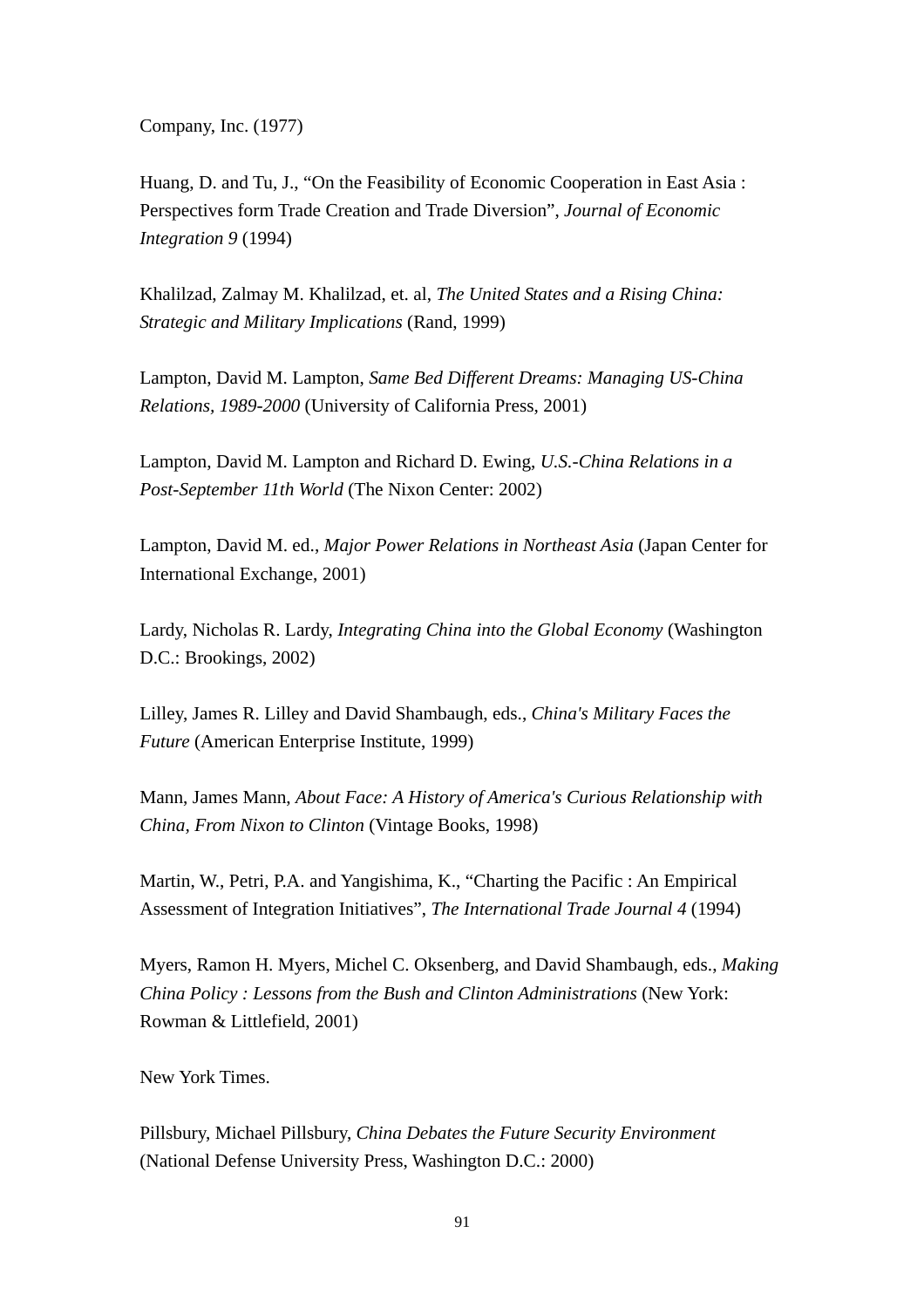Company, Inc. (1977)

Huang, D. and Tu, J., “On the Feasibility of Economic Cooperation in East Asia : Perspectives form Trade Creation and Trade Diversion”, *Journal of Economic Integration 9* (1994)

Khalilzad, Zalmay M. Khalilzad, et. al, *The United States and a Rising China: Strategic and Military Implications* (Rand, 1999)

Lampton, David M. Lampton, *Same Bed Different Dreams: Managing US-China Relations, 1989-2000* (University of California Press, 2001)

Lampton, David M. Lampton and Richard D. Ewing, *U.S.-China Relations in a Post-September 11th World* (The Nixon Center: 2002)

Lampton, David M. ed., *Major Power Relations in Northeast Asia* (Japan Center for International Exchange, 2001)

Lardy, Nicholas R. Lardy, *Integrating China into the Global Economy* (Washington D.C.: Brookings, 2002)

Lilley, James R. Lilley and David Shambaugh, eds., *China's Military Faces the Future* (American Enterprise Institute, 1999)

Mann, James Mann, *About Face: A History of America's Curious Relationship with China, From Nixon to Clinton* (Vintage Books, 1998)

Martin, W., Petri, P.A. and Yangishima, K., “Charting the Pacific : An Empirical Assessment of Integration Initiatives”, *The International Trade Journal 4* (1994)

Myers, Ramon H. Myers, Michel C. Oksenberg, and David Shambaugh, eds., *Making China Policy : Lessons from the Bush and Clinton Administrations* (New York: Rowman & Littlefield, 2001)

New York Times.

Pillsbury, Michael Pillsbury, *China Debates the Future Security Environment* (National Defense University Press, Washington D.C.: 2000)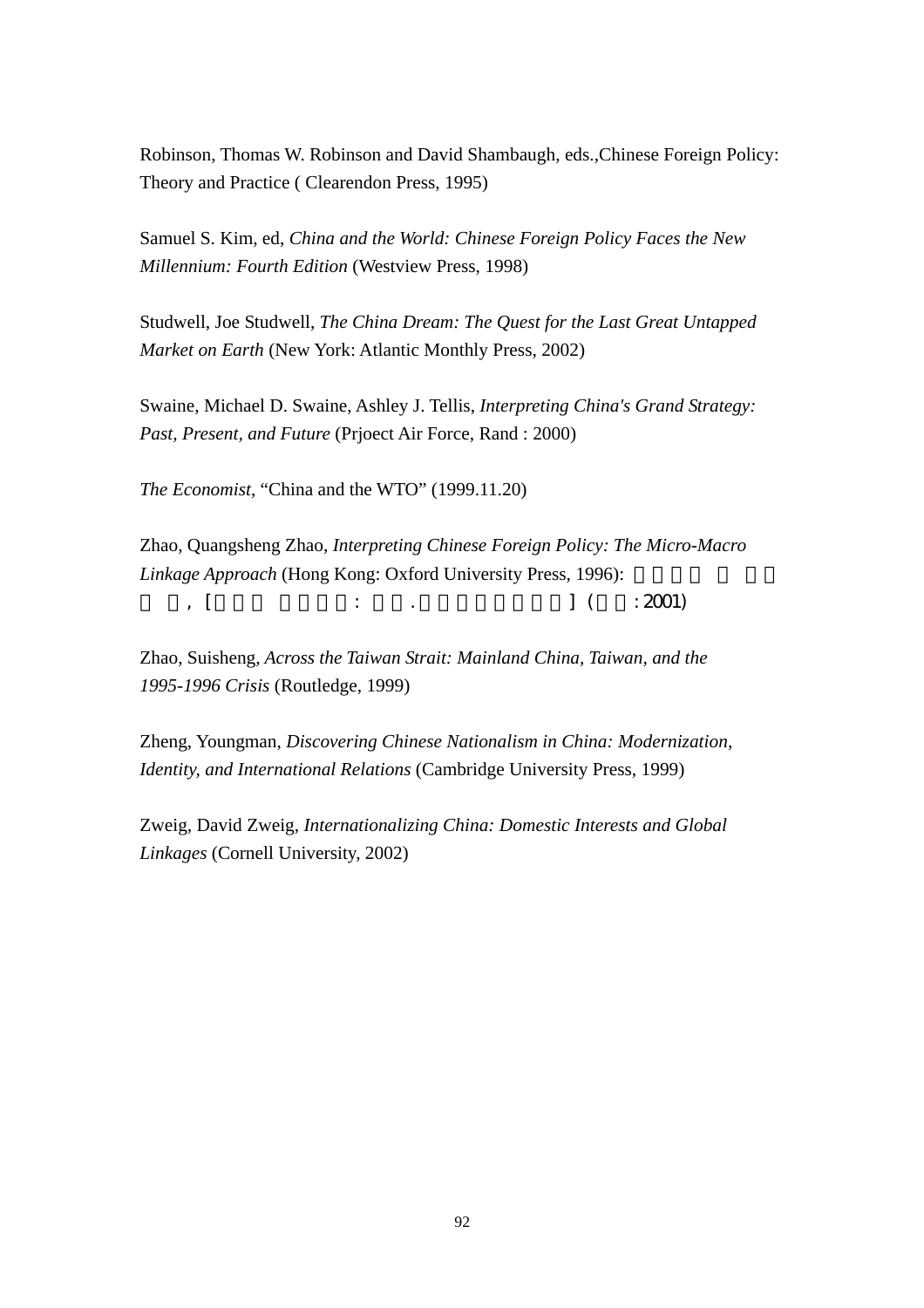Robinson, Thomas W. Robinson and David Shambaugh, eds.,Chinese Foreign Policy: Theory and Practice ( Clearendon Press, 1995)

Samuel S. Kim, ed, *China and the World: Chinese Foreign Policy Faces the New Millennium: Fourth Edition* (Westview Press, 1998)

Studwell, Joe Studwell, *The China Dream: The Quest for the Last Great Untapped Market on Earth* (New York: Atlantic Monthly Press, 2002)

Swaine, Michael D. Swaine, Ashley J. Tellis, *Interpreting China's Grand Strategy: Past, Present, and Future* (Prjoect Air Force, Rand : 2000)

*The Economist*, “China and the WTO” (1999.11.20)

Zhao, Quangsheng Zhao, *Interpreting Chinese Foreign Policy: The Micro-Macro Linkage Approach* (Hong Kong: Oxford University Press, 1996): , [ : . ] ( : 2001)

Zhao, Suisheng, *Across the Taiwan Strait: Mainland China, Taiwan, and the 1995-1996 Crisis* (Routledge, 1999)

Zheng, Youngman, *Discovering Chinese Nationalism in China: Modernization, Identity, and International Relations* (Cambridge University Press, 1999)

Zweig, David Zweig, *Internationalizing China: Domestic Interests and Global Linkages* (Cornell University, 2002)